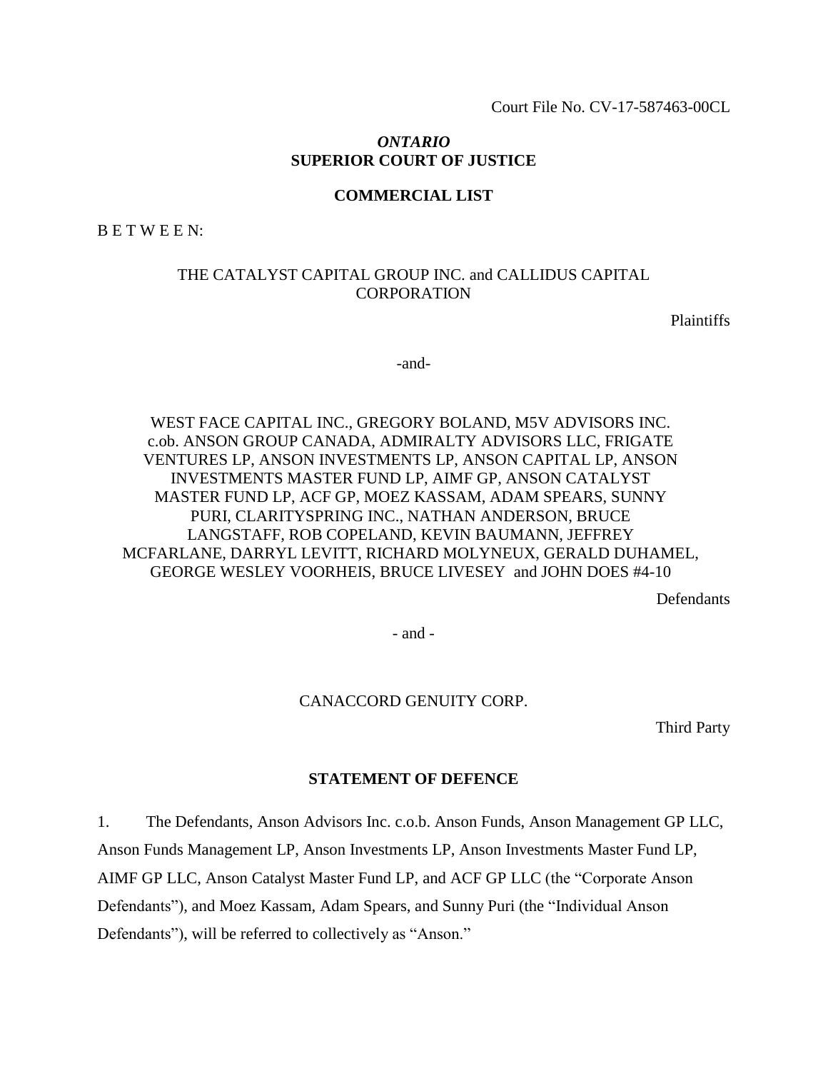Court File No. CV-17-587463-00CL

*ONTARIO*
**SUPERIOR COURT OF JUSTICE**

**COMMERCIAL LIST**

B E T W E E N:

THE CATALYST CAPITAL GROUP INC. and CALLIDUS CAPITAL CORPORATION

Plaintiffs

-and-

WEST FACE CAPITAL INC., GREGORY BOLAND, M5V ADVISORS INC. c.ob. ANSON GROUP CANADA, ADMIRALTY ADVISORS LLC, FRIGATE VENTURES LP, ANSON INVESTMENTS LP, ANSON CAPITAL LP, ANSON INVESTMENTS MASTER FUND LP, AIMF GP, ANSON CATALYST MASTER FUND LP, ACF GP, MOEZ KASSAM, ADAM SPEARS, SUNNY PURI, CLARITYSPRING INC., NATHAN ANDERSON, BRUCE LANGSTAFF, ROB COPELAND, KEVIN BAUMANN, JEFFREY MCFARLANE, DARRYL LEVITT, RICHARD MOLYNEUX, GERALD DUHAMEL, GEORGE WESLEY VOORHEIS, BRUCE LIVESEY and JOHN DOES #4-10

Defendants

- and -

CANACCORD GENUITY CORP.

Third Party

## STATEMENT OF DEFENCE

1. The Defendants, Anson Advisors Inc. c.o.b. Anson Funds, Anson Management GP LLC, Anson Funds Management LP, Anson Investments LP, Anson Investments Master Fund LP, AIMF GP LLC, Anson Catalyst Master Fund LP, and ACF GP LLC (the "Corporate Anson Defendants"), and Moez Kassam, Adam Spears, and Sunny Puri (the "Individual Anson Defendants"), will be referred to collectively as "Anson."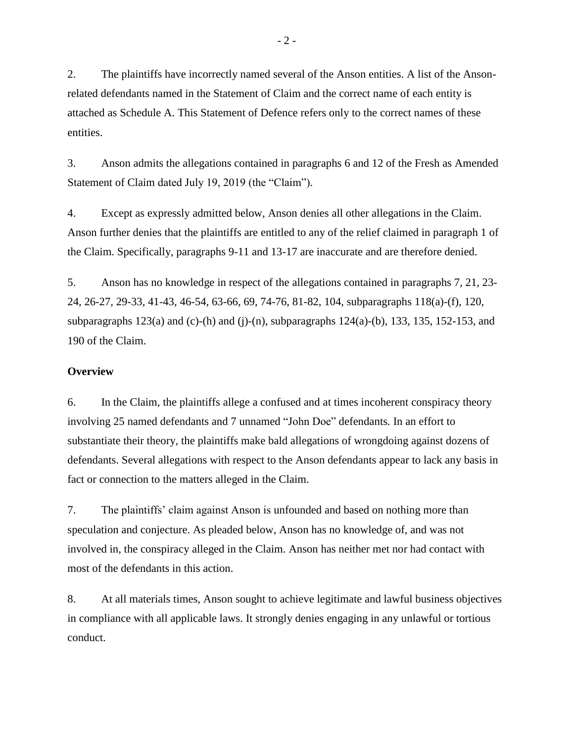2. The plaintiffs have incorrectly named several of the Anson entities. A list of the Anson-related defendants named in the Statement of Claim and the correct name of each entity is attached as Schedule A. This Statement of Defence refers only to the correct names of these entities.

3. Anson admits the allegations contained in paragraphs 6 and 12 of the Fresh as Amended Statement of Claim dated July 19, 2019 (the "Claim").

4. Except as expressly admitted below, Anson denies all other allegations in the Claim. Anson further denies that the plaintiffs are entitled to any of the relief claimed in paragraph 1 of the Claim. Specifically, paragraphs 9-11 and 13-17 are inaccurate and are therefore denied.

5. Anson has no knowledge in respect of the allegations contained in paragraphs 7, 21, 23-24, 26-27, 29-33, 41-43, 46-54, 63-66, 69, 74-76, 81-82, 104, subparagraphs 118(a)-(f), 120, subparagraphs 123(a) and (c)-(h) and (j)-(n), subparagraphs 124(a)-(b), 133, 135, 152-153, and 190 of the Claim.

**Overview**

6. In the Claim, the plaintiffs allege a confused and at times incoherent conspiracy theory involving 25 named defendants and 7 unnamed "John Doe" defendants. In an effort to substantiate their theory, the plaintiffs make bald allegations of wrongdoing against dozens of defendants. Several allegations with respect to the Anson defendants appear to lack any basis in fact or connection to the matters alleged in the Claim.

7. The plaintiffs' claim against Anson is unfounded and based on nothing more than speculation and conjecture. As pleaded below, Anson has no knowledge of, and was not involved in, the conspiracy alleged in the Claim. Anson has neither met nor had contact with most of the defendants in this action.

8. At all materials times, Anson sought to achieve legitimate and lawful business objectives in compliance with all applicable laws. It strongly denies engaging in any unlawful or tortious conduct.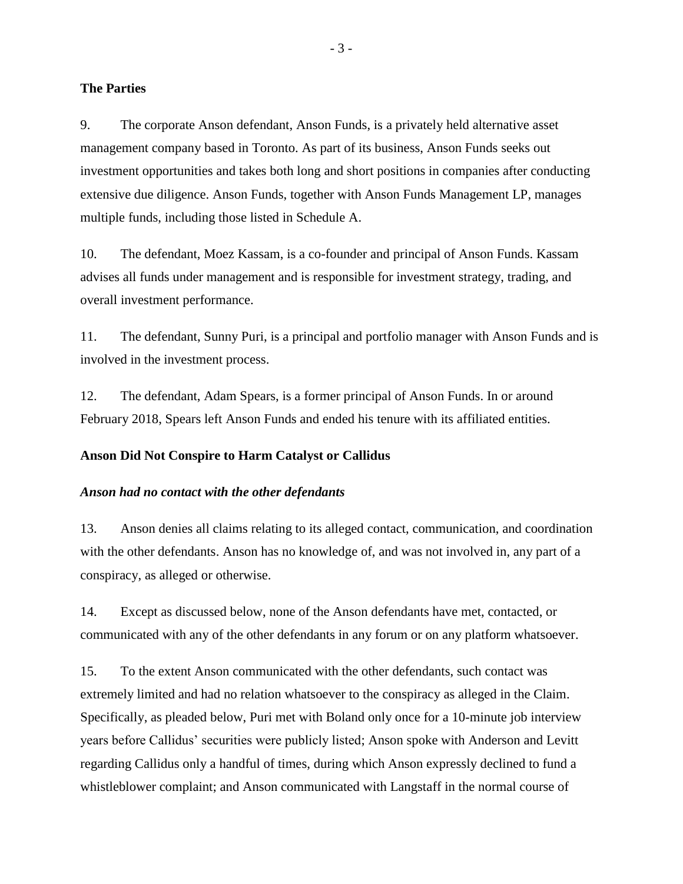**The Parties**

9. The corporate Anson defendant, Anson Funds, is a privately held alternative asset management company based in Toronto. As part of its business, Anson Funds seeks out investment opportunities and takes both long and short positions in companies after conducting extensive due diligence. Anson Funds, together with Anson Funds Management LP, manages multiple funds, including those listed in Schedule A.

10. The defendant, Moez Kassam, is a co-founder and principal of Anson Funds. Kassam advises all funds under management and is responsible for investment strategy, trading, and overall investment performance.

11. The defendant, Sunny Puri, is a principal and portfolio manager with Anson Funds and is involved in the investment process.

12. The defendant, Adam Spears, is a former principal of Anson Funds. In or around February 2018, Spears left Anson Funds and ended his tenure with its affiliated entities.

**Anson Did Not Conspire to Harm Catalyst or Callidus**

***Anson had no contact with the other defendants***

13. Anson denies all claims relating to its alleged contact, communication, and coordination with the other defendants. Anson has no knowledge of, and was not involved in, any part of a conspiracy, as alleged or otherwise.

14. Except as discussed below, none of the Anson defendants have met, contacted, or communicated with any of the other defendants in any forum or on any platform whatsoever.

15. To the extent Anson communicated with the other defendants, such contact was extremely limited and had no relation whatsoever to the conspiracy as alleged in the Claim. Specifically, as pleaded below, Puri met with Boland only once for a 10-minute job interview years before Callidus' securities were publicly listed; Anson spoke with Anderson and Levitt regarding Callidus only a handful of times, during which Anson expressly declined to fund a whistleblower complaint; and Anson communicated with Langstaff in the normal course of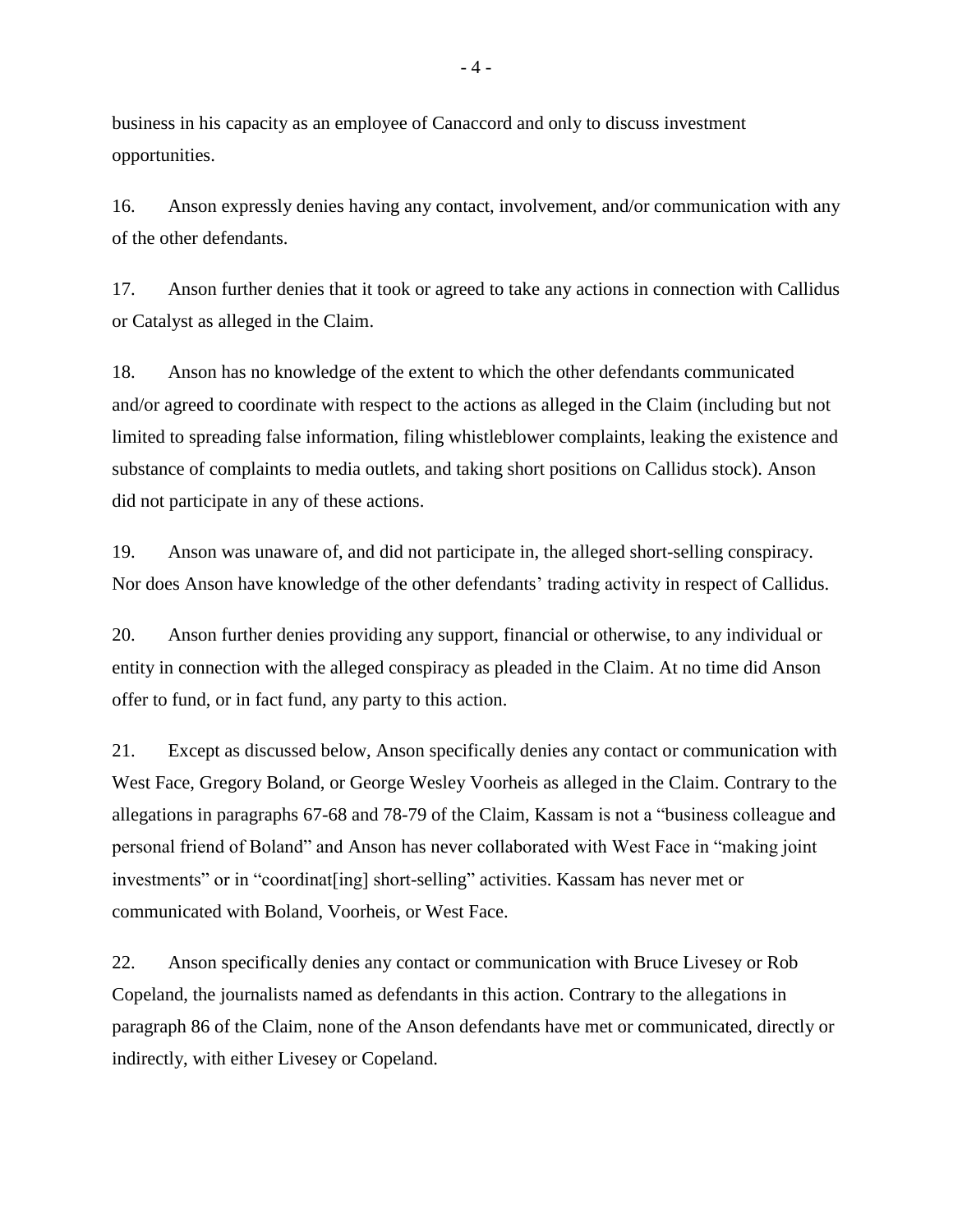business in his capacity as an employee of Canaccord and only to discuss investment opportunities.

16. Anson expressly denies having any contact, involvement, and/or communication with any of the other defendants.

17. Anson further denies that it took or agreed to take any actions in connection with Callidus or Catalyst as alleged in the Claim.

18. Anson has no knowledge of the extent to which the other defendants communicated and/or agreed to coordinate with respect to the actions as alleged in the Claim (including but not limited to spreading false information, filing whistleblower complaints, leaking the existence and substance of complaints to media outlets, and taking short positions on Callidus stock). Anson did not participate in any of these actions.

19. Anson was unaware of, and did not participate in, the alleged short-selling conspiracy. Nor does Anson have knowledge of the other defendants' trading activity in respect of Callidus.

20. Anson further denies providing any support, financial or otherwise, to any individual or entity in connection with the alleged conspiracy as pleaded in the Claim. At no time did Anson offer to fund, or in fact fund, any party to this action.

21. Except as discussed below, Anson specifically denies any contact or communication with West Face, Gregory Boland, or George Wesley Voorheis as alleged in the Claim. Contrary to the allegations in paragraphs 67-68 and 78-79 of the Claim, Kassam is not a "business colleague and personal friend of Boland" and Anson has never collaborated with West Face in "making joint investments" or in "coordinat[ing] short-selling" activities. Kassam has never met or communicated with Boland, Voorheis, or West Face.

22. Anson specifically denies any contact or communication with Bruce Livesey or Rob Copeland, the journalists named as defendants in this action. Contrary to the allegations in paragraph 86 of the Claim, none of the Anson defendants have met or communicated, directly or indirectly, with either Livesey or Copeland.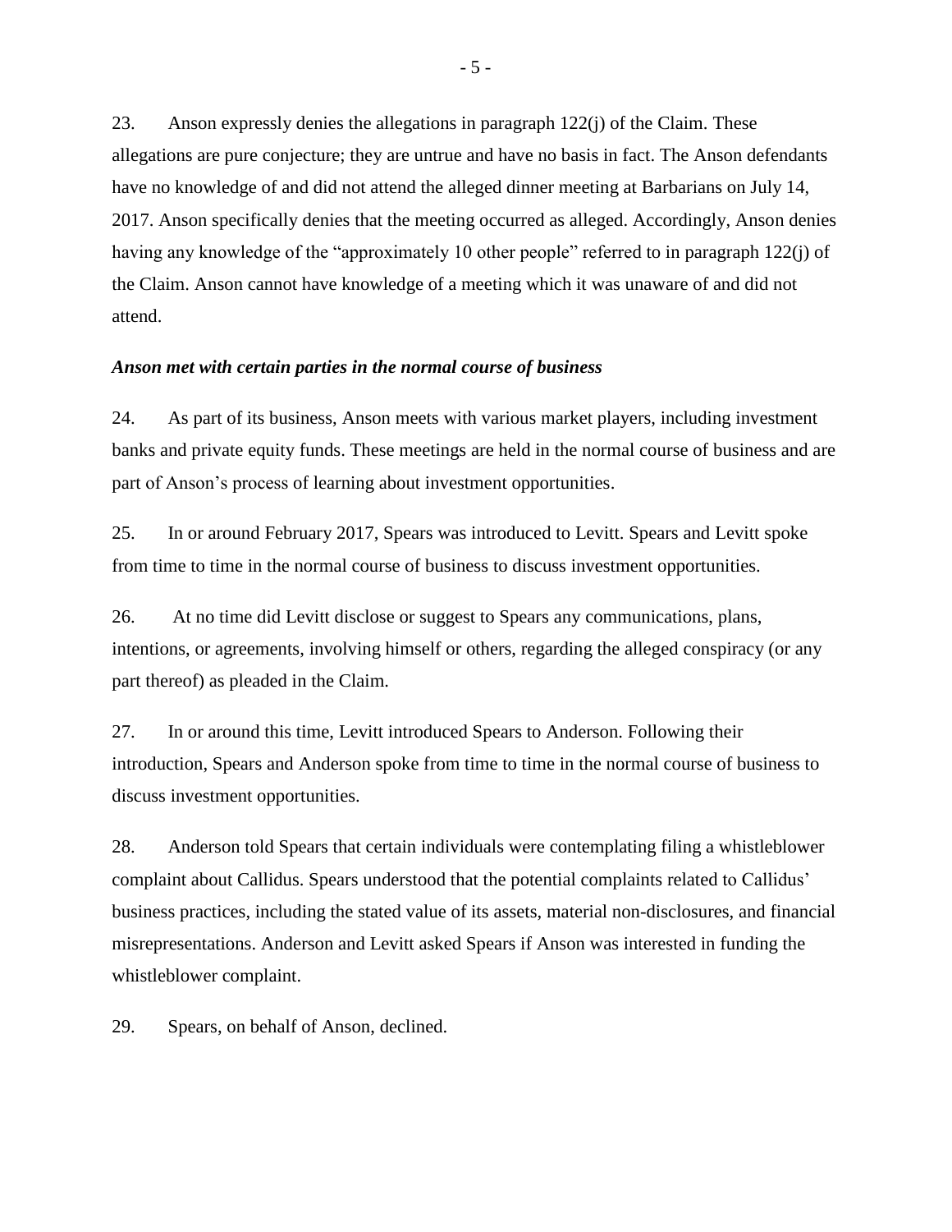23. Anson expressly denies the allegations in paragraph 122(j) of the Claim. These allegations are pure conjecture; they are untrue and have no basis in fact. The Anson defendants have no knowledge of and did not attend the alleged dinner meeting at Barbarians on July 14, 2017. Anson specifically denies that the meeting occurred as alleged. Accordingly, Anson denies having any knowledge of the "approximately 10 other people" referred to in paragraph 122(j) of the Claim. Anson cannot have knowledge of a meeting which it was unaware of and did not attend.

***Anson met with certain parties in the normal course of business***

24. As part of its business, Anson meets with various market players, including investment banks and private equity funds. These meetings are held in the normal course of business and are part of Anson's process of learning about investment opportunities.

25. In or around February 2017, Spears was introduced to Levitt. Spears and Levitt spoke from time to time in the normal course of business to discuss investment opportunities.

26. At no time did Levitt disclose or suggest to Spears any communications, plans, intentions, or agreements, involving himself or others, regarding the alleged conspiracy (or any part thereof) as pleaded in the Claim.

27. In or around this time, Levitt introduced Spears to Anderson. Following their introduction, Spears and Anderson spoke from time to time in the normal course of business to discuss investment opportunities.

28. Anderson told Spears that certain individuals were contemplating filing a whistleblower complaint about Callidus. Spears understood that the potential complaints related to Callidus' business practices, including the stated value of its assets, material non-disclosures, and financial misrepresentations. Anderson and Levitt asked Spears if Anson was interested in funding the whistleblower complaint.

29. Spears, on behalf of Anson, declined.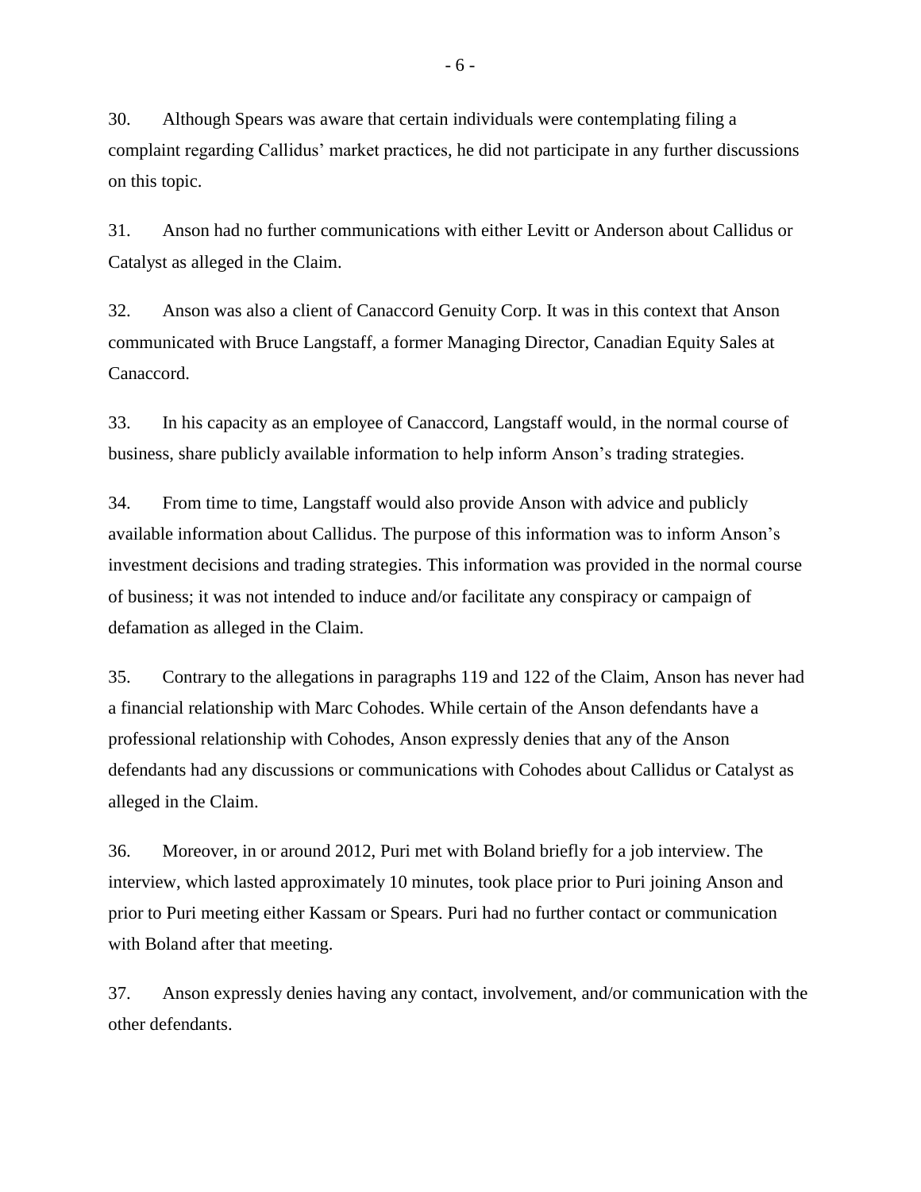30. Although Spears was aware that certain individuals were contemplating filing a complaint regarding Callidus' market practices, he did not participate in any further discussions on this topic.

31. Anson had no further communications with either Levitt or Anderson about Callidus or Catalyst as alleged in the Claim.

32. Anson was also a client of Canaccord Genuity Corp. It was in this context that Anson communicated with Bruce Langstaff, a former Managing Director, Canadian Equity Sales at Canaccord.

33. In his capacity as an employee of Canaccord, Langstaff would, in the normal course of business, share publicly available information to help inform Anson's trading strategies.

34. From time to time, Langstaff would also provide Anson with advice and publicly available information about Callidus. The purpose of this information was to inform Anson's investment decisions and trading strategies. This information was provided in the normal course of business; it was not intended to induce and/or facilitate any conspiracy or campaign of defamation as alleged in the Claim.

35. Contrary to the allegations in paragraphs 119 and 122 of the Claim, Anson has never had a financial relationship with Marc Cohodes. While certain of the Anson defendants have a professional relationship with Cohodes, Anson expressly denies that any of the Anson defendants had any discussions or communications with Cohodes about Callidus or Catalyst as alleged in the Claim.

36. Moreover, in or around 2012, Puri met with Boland briefly for a job interview. The interview, which lasted approximately 10 minutes, took place prior to Puri joining Anson and prior to Puri meeting either Kassam or Spears. Puri had no further contact or communication with Boland after that meeting.

37. Anson expressly denies having any contact, involvement, and/or communication with the other defendants.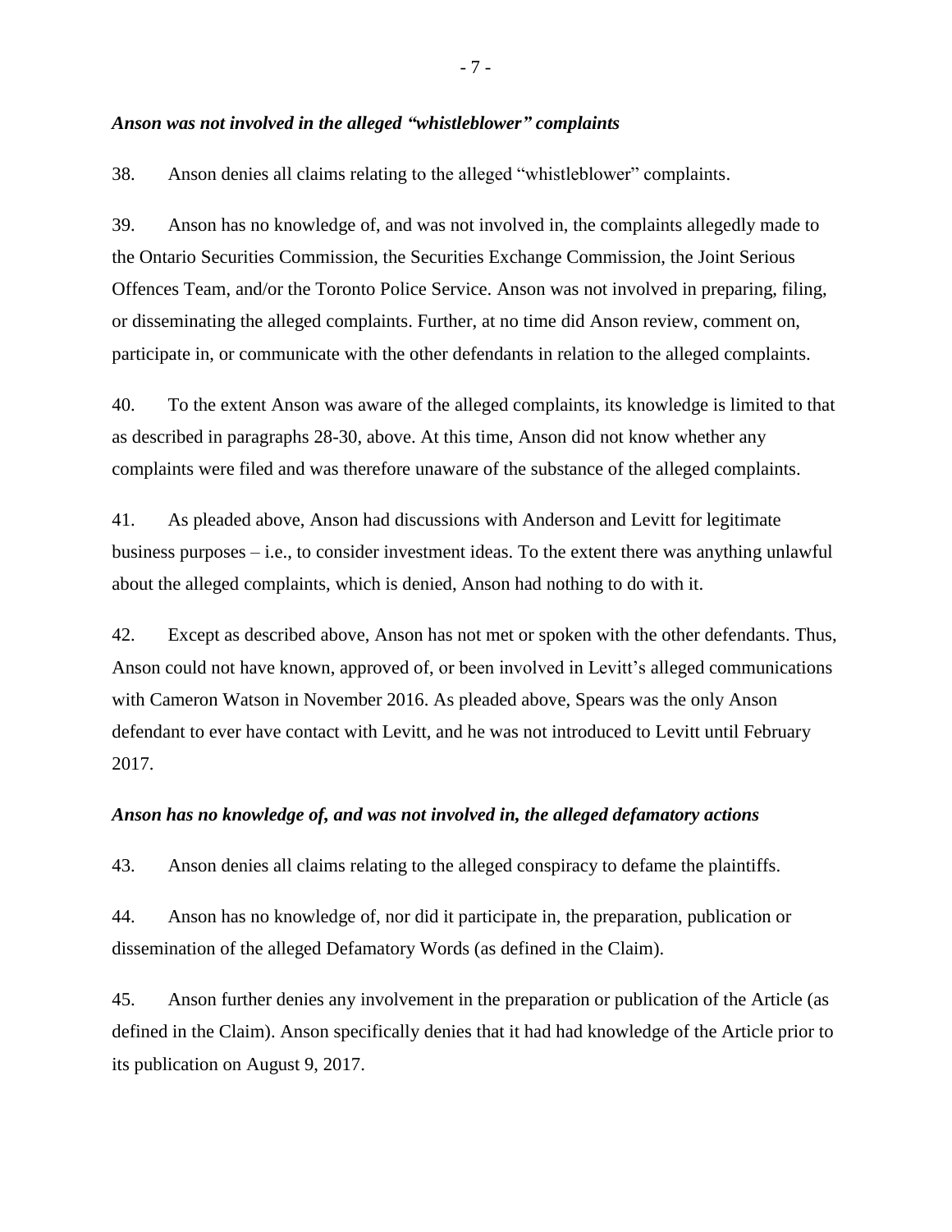***Anson was not involved in the alleged "whistleblower" complaints***

38. Anson denies all claims relating to the alleged "whistleblower" complaints.

39. Anson has no knowledge of, and was not involved in, the complaints allegedly made to the Ontario Securities Commission, the Securities Exchange Commission, the Joint Serious Offences Team, and/or the Toronto Police Service. Anson was not involved in preparing, filing, or disseminating the alleged complaints. Further, at no time did Anson review, comment on, participate in, or communicate with the other defendants in relation to the alleged complaints.

40. To the extent Anson was aware of the alleged complaints, its knowledge is limited to that as described in paragraphs 28-30, above. At this time, Anson did not know whether any complaints were filed and was therefore unaware of the substance of the alleged complaints.

41. As pleaded above, Anson had discussions with Anderson and Levitt for legitimate business purposes – i.e., to consider investment ideas. To the extent there was anything unlawful about the alleged complaints, which is denied, Anson had nothing to do with it.

42. Except as described above, Anson has not met or spoken with the other defendants. Thus, Anson could not have known, approved of, or been involved in Levitt's alleged communications with Cameron Watson in November 2016. As pleaded above, Spears was the only Anson defendant to ever have contact with Levitt, and he was not introduced to Levitt until February 2017.

***Anson has no knowledge of, and was not involved in, the alleged defamatory actions***

43. Anson denies all claims relating to the alleged conspiracy to defame the plaintiffs.

44. Anson has no knowledge of, nor did it participate in, the preparation, publication or dissemination of the alleged Defamatory Words (as defined in the Claim).

45. Anson further denies any involvement in the preparation or publication of the Article (as defined in the Claim). Anson specifically denies that it had had knowledge of the Article prior to its publication on August 9, 2017.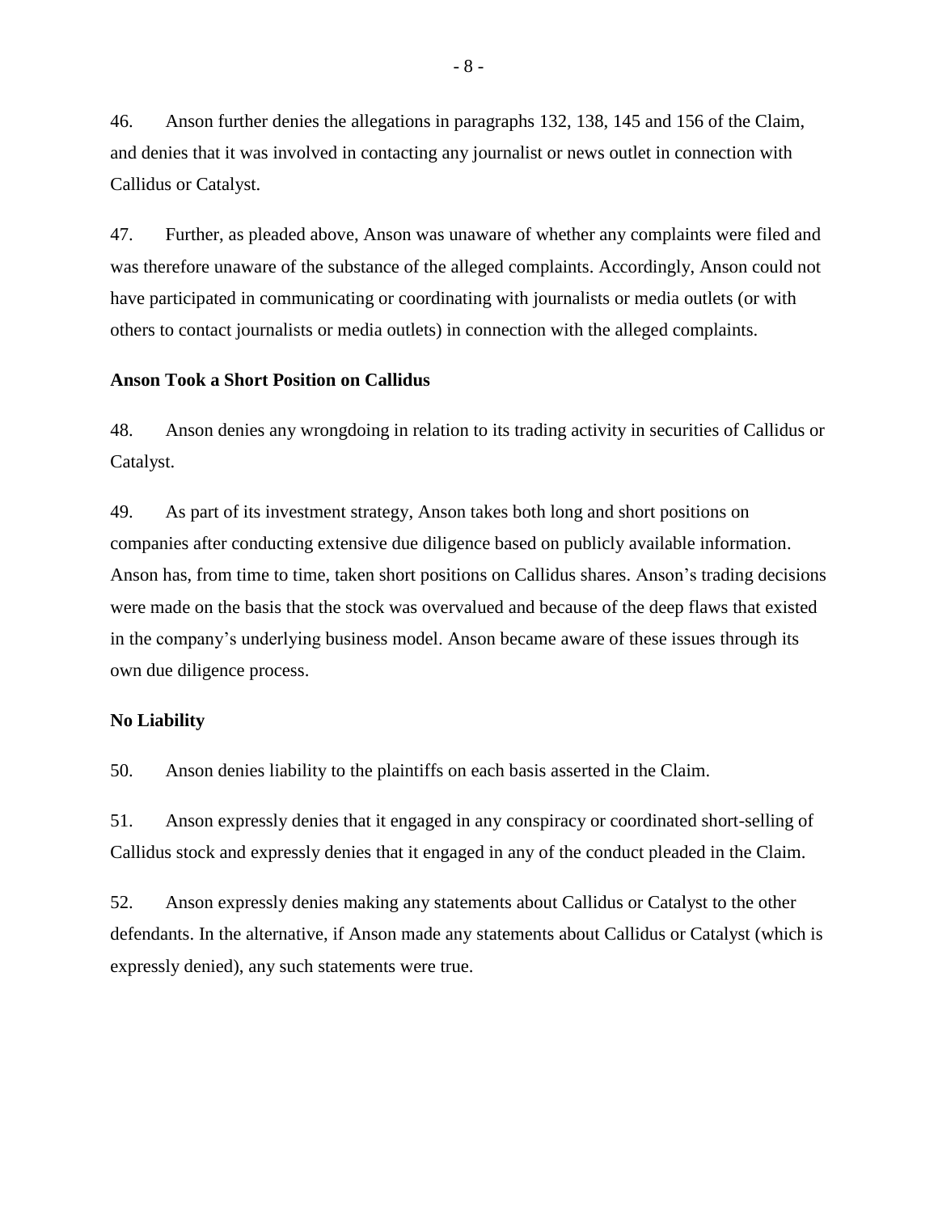46. Anson further denies the allegations in paragraphs 132, 138, 145 and 156 of the Claim, and denies that it was involved in contacting any journalist or news outlet in connection with Callidus or Catalyst.

47. Further, as pleaded above, Anson was unaware of whether any complaints were filed and was therefore unaware of the substance of the alleged complaints. Accordingly, Anson could not have participated in communicating or coordinating with journalists or media outlets (or with others to contact journalists or media outlets) in connection with the alleged complaints.

**Anson Took a Short Position on Callidus**

48. Anson denies any wrongdoing in relation to its trading activity in securities of Callidus or Catalyst.

49. As part of its investment strategy, Anson takes both long and short positions on companies after conducting extensive due diligence based on publicly available information. Anson has, from time to time, taken short positions on Callidus shares. Anson's trading decisions were made on the basis that the stock was overvalued and because of the deep flaws that existed in the company's underlying business model. Anson became aware of these issues through its own due diligence process.

**No Liability**

50. Anson denies liability to the plaintiffs on each basis asserted in the Claim.

51. Anson expressly denies that it engaged in any conspiracy or coordinated short-selling of Callidus stock and expressly denies that it engaged in any of the conduct pleaded in the Claim.

52. Anson expressly denies making any statements about Callidus or Catalyst to the other defendants. In the alternative, if Anson made any statements about Callidus or Catalyst (which is expressly denied), any such statements were true.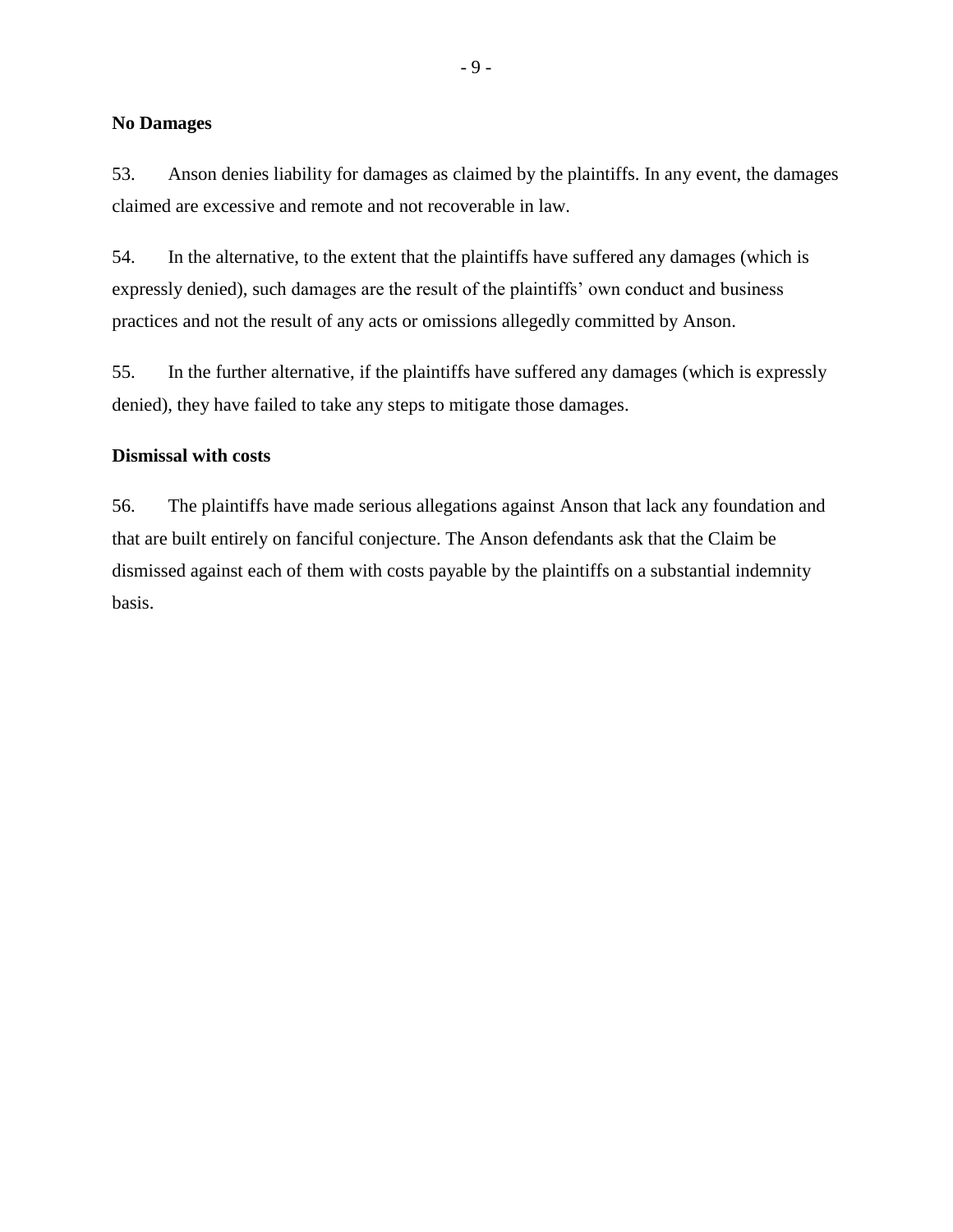**No Damages**

53. Anson denies liability for damages as claimed by the plaintiffs. In any event, the damages claimed are excessive and remote and not recoverable in law.

54. In the alternative, to the extent that the plaintiffs have suffered any damages (which is expressly denied), such damages are the result of the plaintiffs' own conduct and business practices and not the result of any acts or omissions allegedly committed by Anson.

55. In the further alternative, if the plaintiffs have suffered any damages (which is expressly denied), they have failed to take any steps to mitigate those damages.

**Dismissal with costs**

56. The plaintiffs have made serious allegations against Anson that lack any foundation and that are built entirely on fanciful conjecture. The Anson defendants ask that the Claim be dismissed against each of them with costs payable by the plaintiffs on a substantial indemnity basis.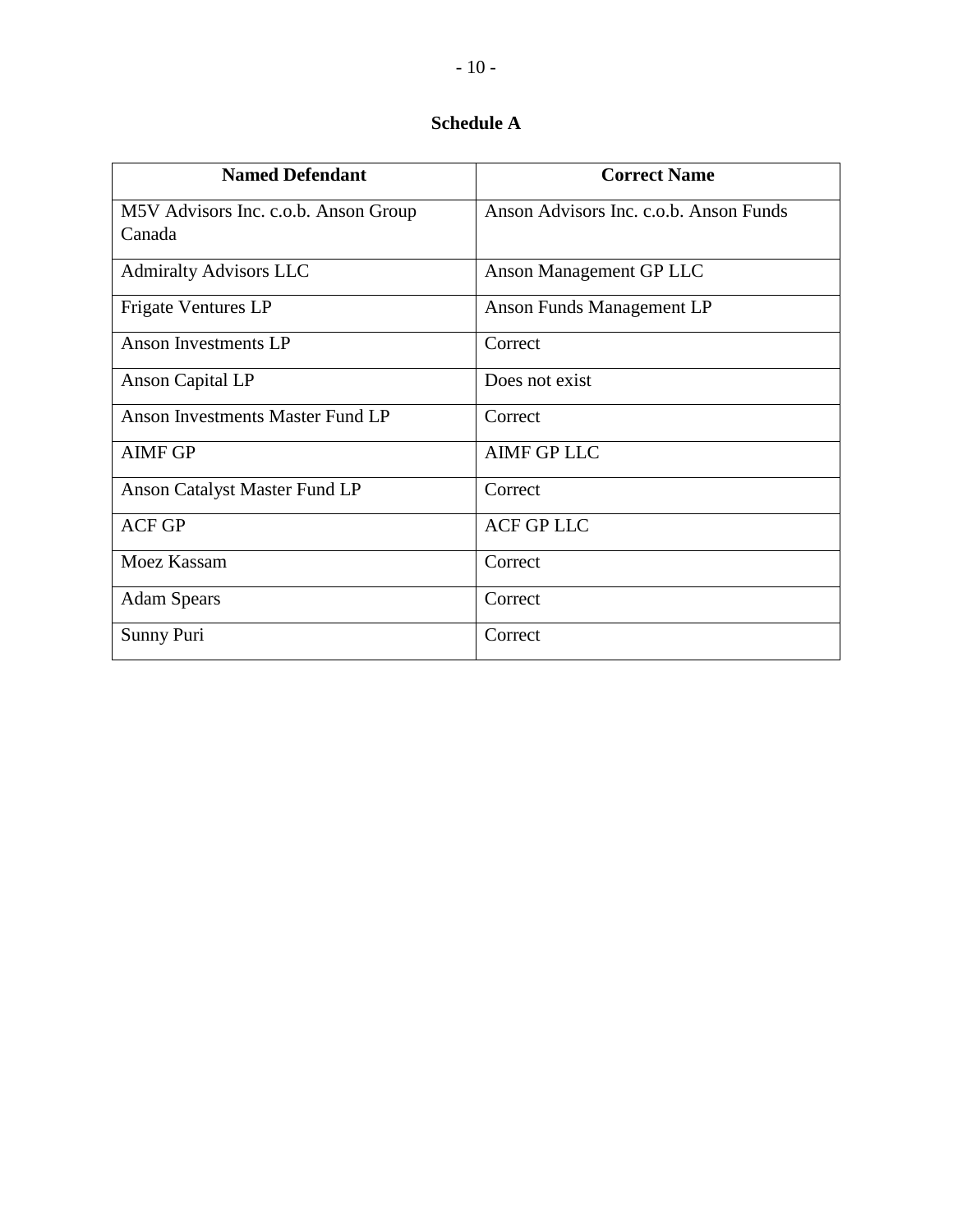## Schedule A

| Named Defendant | Correct Name |
|---|---|
| M5V Advisors Inc. c.o.b. Anson Group Canada | Anson Advisors Inc. c.o.b. Anson Funds |
| Admiralty Advisors LLC | Anson Management GP LLC |
| Frigate Ventures LP | Anson Funds Management LP |
| Anson Investments LP | Correct |
| Anson Capital LP | Does not exist |
| Anson Investments Master Fund LP | Correct |
| AIMF GP | AIMF GP LLC |
| Anson Catalyst Master Fund LP | Correct |
| ACF GP | ACF GP LLC |
| Moez Kassam | Correct |
| Adam Spears | Correct |
| Sunny Puri | Correct |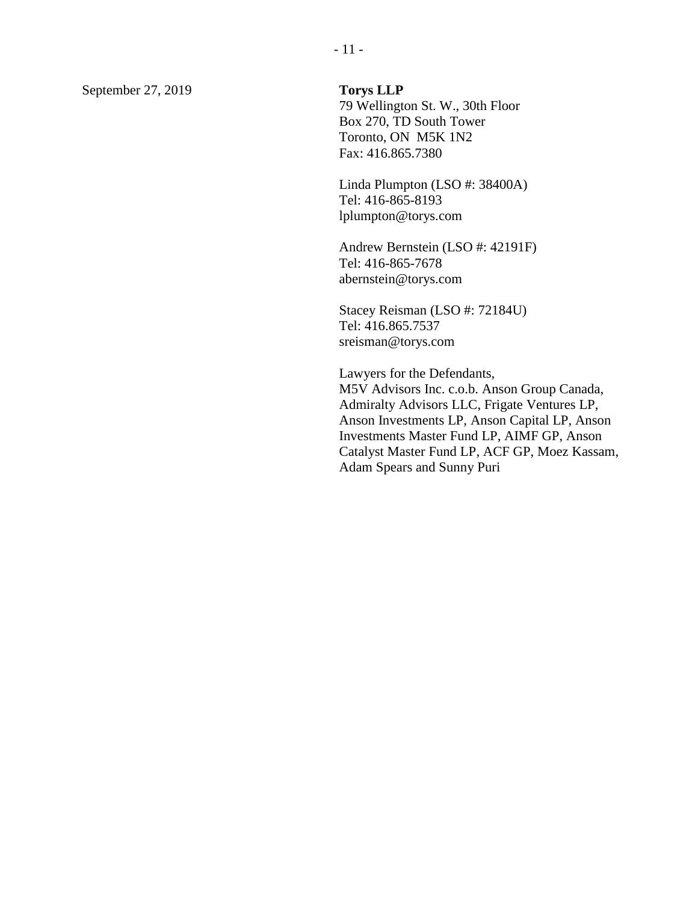September 27, 2019

**Torys LLP**
79 Wellington St. W., 30th Floor
Box 270, TD South Tower
Toronto, ON  M5K 1N2
Fax: 416.865.7380

Linda Plumpton (LSO #: 38400A)
Tel: 416-865-8193
lplumpton@torys.com

Andrew Bernstein (LSO #: 42191F)
Tel: 416-865-7678
abernstein@torys.com

Stacey Reisman (LSO #: 72184U)
Tel: 416.865.7537
sreisman@torys.com

Lawyers for the Defendants,
M5V Advisors Inc. c.o.b. Anson Group Canada, Admiralty Advisors LLC, Frigate Ventures LP, Anson Investments LP, Anson Capital LP, Anson Investments Master Fund LP, AIMF GP, Anson Catalyst Master Fund LP, ACF GP, Moez Kassam, Adam Spears and Sunny Puri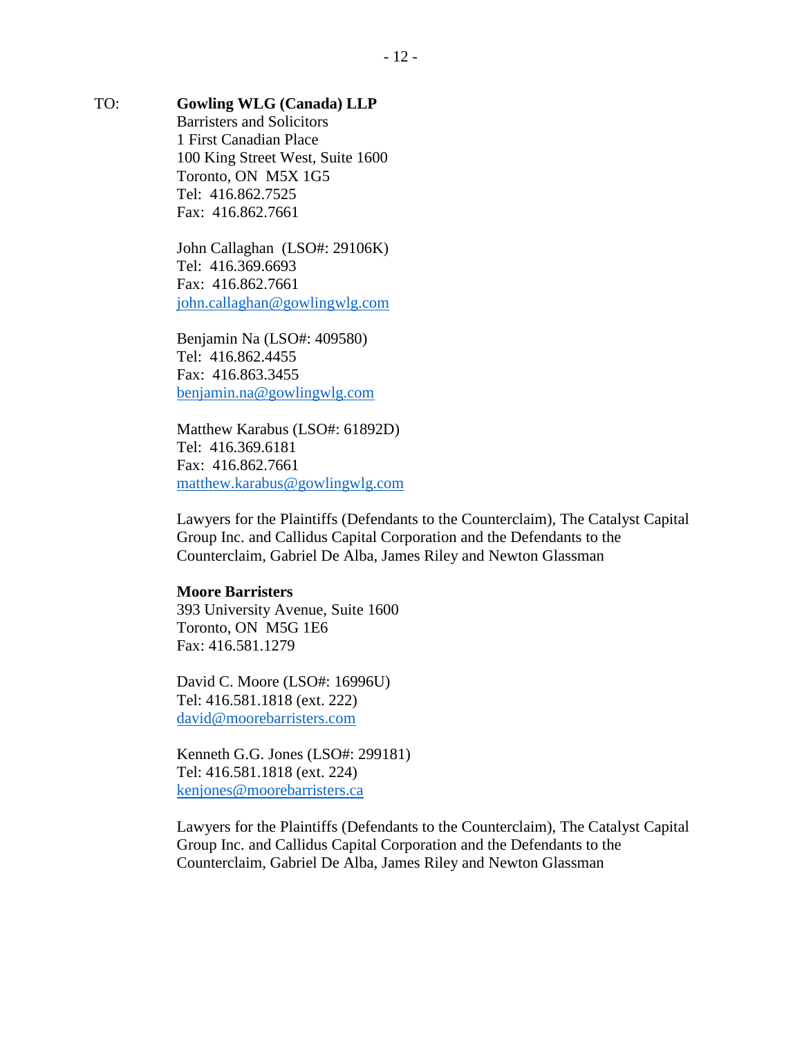TO: **Gowling WLG (Canada) LLP**
Barristers and Solicitors
1 First Canadian Place
100 King Street West, Suite 1600
Toronto, ON M5X 1G5
Tel: 416.862.7525
Fax: 416.862.7661

John Callaghan (LSO#: 29106K)
Tel: 416.369.6693
Fax: 416.862.7661
john.callaghan@gowlingwlg.com

Benjamin Na (LSO#: 409580)
Tel: 416.862.4455
Fax: 416.863.3455
benjamin.na@gowlingwlg.com

Matthew Karabus (LSO#: 61892D)
Tel: 416.369.6181
Fax: 416.862.7661
matthew.karabus@gowlingwlg.com

Lawyers for the Plaintiffs (Defendants to the Counterclaim), The Catalyst Capital Group Inc. and Callidus Capital Corporation and the Defendants to the Counterclaim, Gabriel De Alba, James Riley and Newton Glassman

**Moore Barristers**
393 University Avenue, Suite 1600
Toronto, ON M5G 1E6
Fax: 416.581.1279

David C. Moore (LSO#: 16996U)
Tel: 416.581.1818 (ext. 222)
david@moorebarristers.com

Kenneth G.G. Jones (LSO#: 299181)
Tel: 416.581.1818 (ext. 224)
kenjones@moorebarristers.ca

Lawyers for the Plaintiffs (Defendants to the Counterclaim), The Catalyst Capital Group Inc. and Callidus Capital Corporation and the Defendants to the Counterclaim, Gabriel De Alba, James Riley and Newton Glassman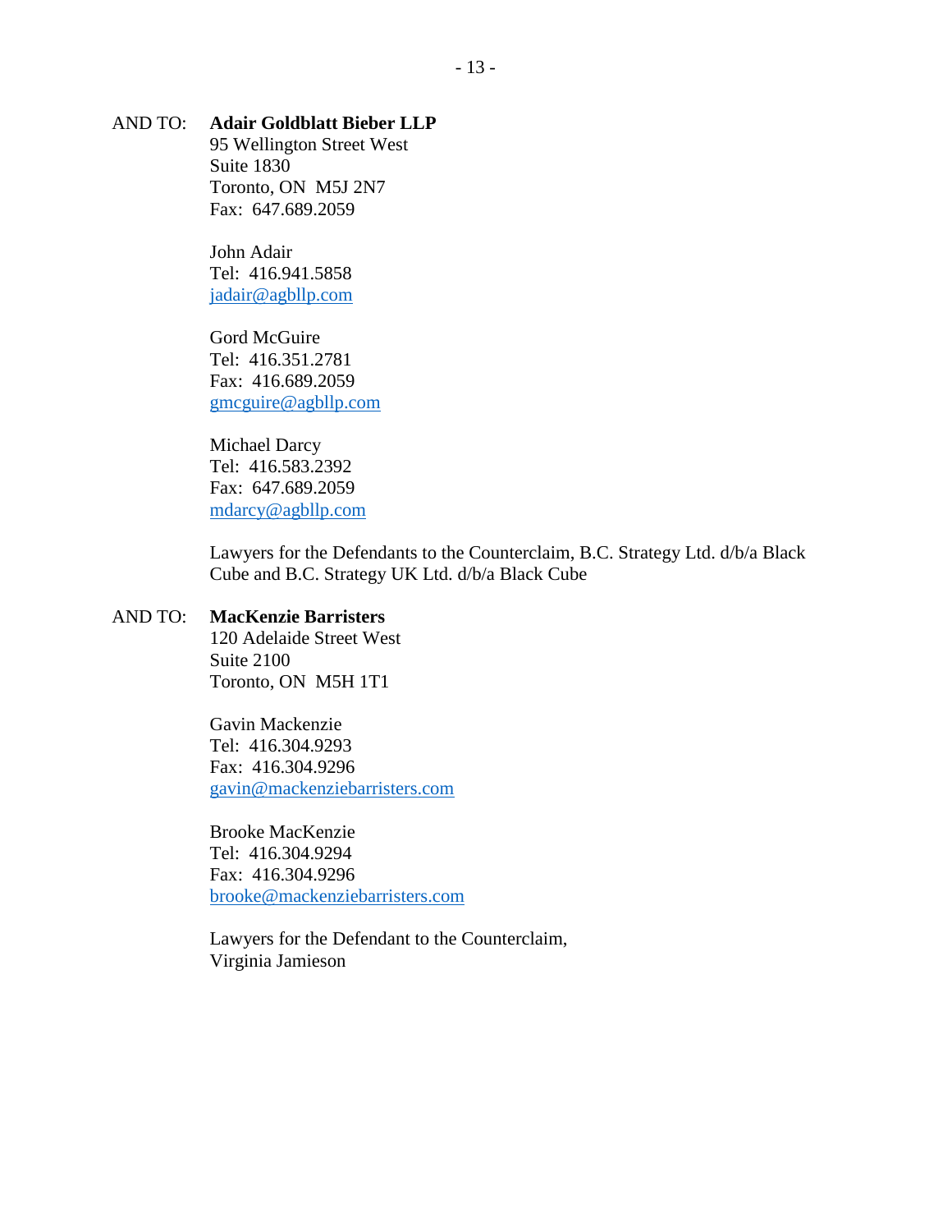AND TO: **Adair Goldblatt Bieber LLP**
95 Wellington Street West
Suite 1830
Toronto, ON  M5J 2N7
Fax:  647.689.2059

John Adair
Tel:  416.941.5858
jadair@agbllp.com

Gord McGuire
Tel:  416.351.2781
Fax:  416.689.2059
gmcguire@agbllp.com

Michael Darcy
Tel:  416.583.2392
Fax:  647.689.2059
mdarcy@agbllp.com

Lawyers for the Defendants to the Counterclaim, B.C. Strategy Ltd. d/b/a Black Cube and B.C. Strategy UK Ltd. d/b/a Black Cube

AND TO: **MacKenzie Barristers**
120 Adelaide Street West
Suite 2100
Toronto, ON  M5H 1T1

Gavin Mackenzie
Tel:  416.304.9293
Fax:  416.304.9296
gavin@mackenziebarristers.com

Brooke MacKenzie
Tel:  416.304.9294
Fax:  416.304.9296
brooke@mackenziebarristers.com

Lawyers for the Defendant to the Counterclaim,
Virginia Jamieson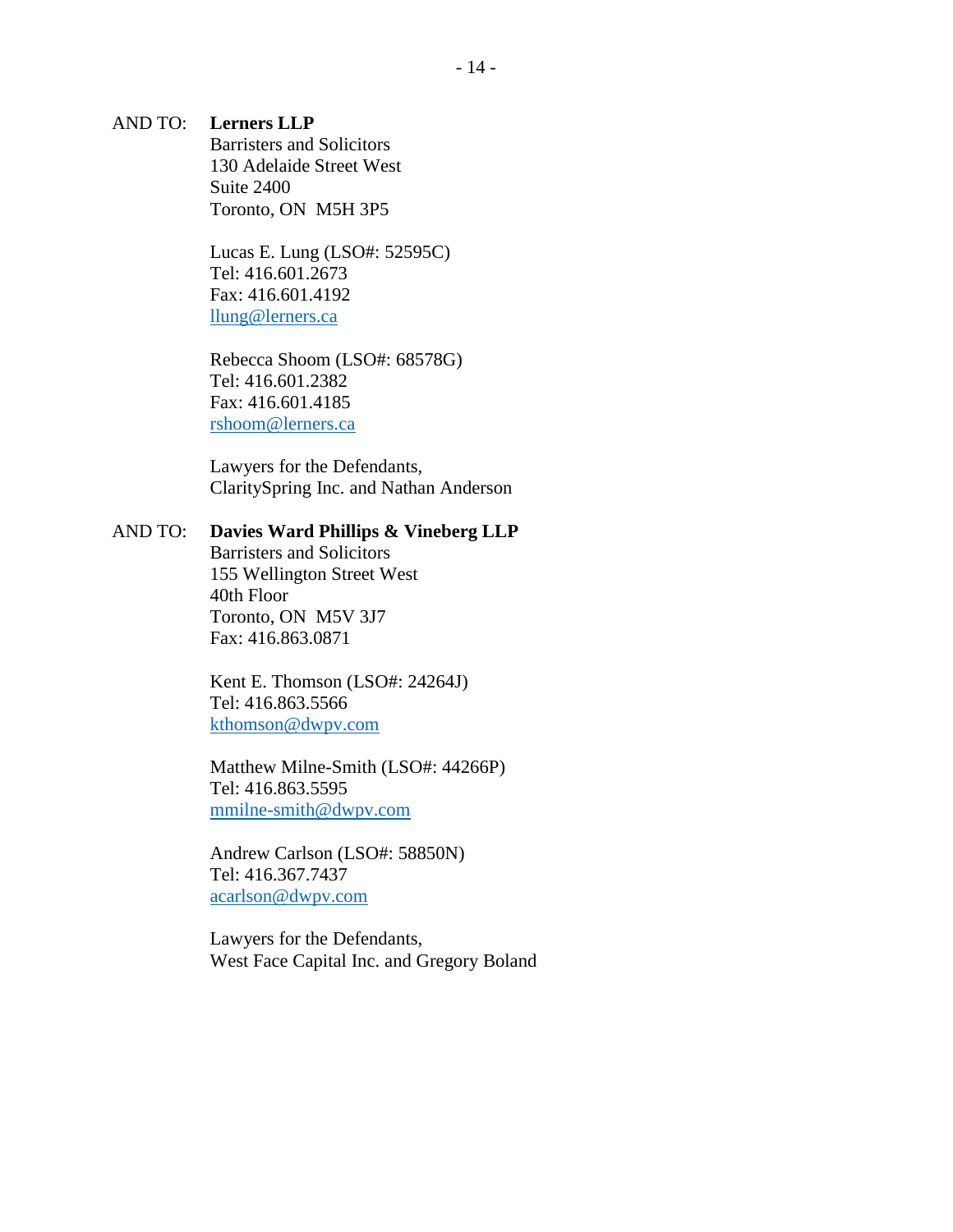AND TO: **Lerners LLP**
Barristers and Solicitors
130 Adelaide Street West
Suite 2400
Toronto, ON  M5H 3P5

Lucas E. Lung (LSO#: 52595C)
Tel: 416.601.2673
Fax: 416.601.4192
llung@lerners.ca

Rebecca Shoom (LSO#: 68578G)
Tel: 416.601.2382
Fax: 416.601.4185
rshoom@lerners.ca

Lawyers for the Defendants,
ClaritySpring Inc. and Nathan Anderson

AND TO: **Davies Ward Phillips & Vineberg LLP**
Barristers and Solicitors
155 Wellington Street West
40th Floor
Toronto, ON  M5V 3J7
Fax: 416.863.0871

Kent E. Thomson (LSO#: 24264J)
Tel: 416.863.5566
kthomson@dwpv.com

Matthew Milne-Smith (LSO#: 44266P)
Tel: 416.863.5595
mmilne-smith@dwpv.com

Andrew Carlson (LSO#: 58850N)
Tel: 416.367.7437
acarlson@dwpv.com

Lawyers for the Defendants,
West Face Capital Inc. and Gregory Boland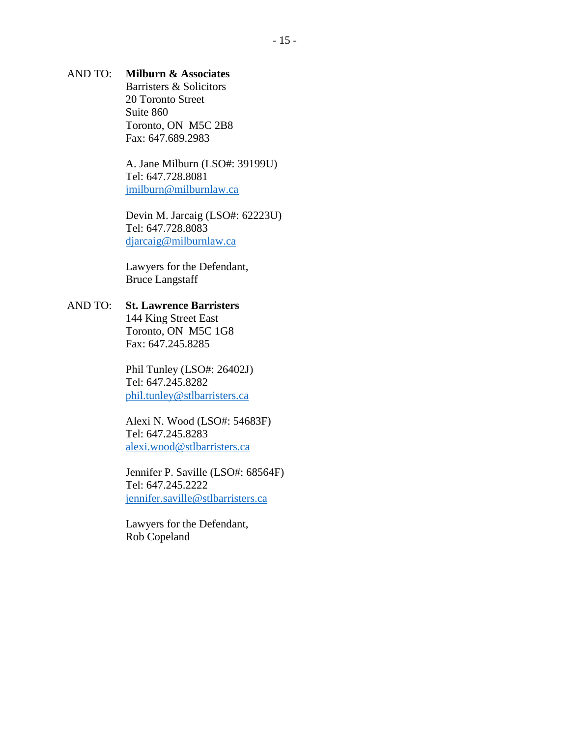AND TO: **Milburn & Associates**
Barristers & Solicitors
20 Toronto Street
Suite 860
Toronto, ON  M5C 2B8
Fax: 647.689.2983

A. Jane Milburn (LSO#: 39199U)
Tel: 647.728.8081
jmilburn@milburnlaw.ca

Devin M. Jarcaig (LSO#: 62223U)
Tel: 647.728.8083
djarcaig@milburnlaw.ca

Lawyers for the Defendant,
Bruce Langstaff

AND TO: **St. Lawrence Barristers**
144 King Street East
Toronto, ON  M5C 1G8
Fax: 647.245.8285

Phil Tunley (LSO#: 26402J)
Tel: 647.245.8282
phil.tunley@stlbarristers.ca

Alexi N. Wood (LSO#: 54683F)
Tel: 647.245.8283
alexi.wood@stlbarristers.ca

Jennifer P. Saville (LSO#: 68564F)
Tel: 647.245.2222
jennifer.saville@stlbarristers.ca

Lawyers for the Defendant,
Rob Copeland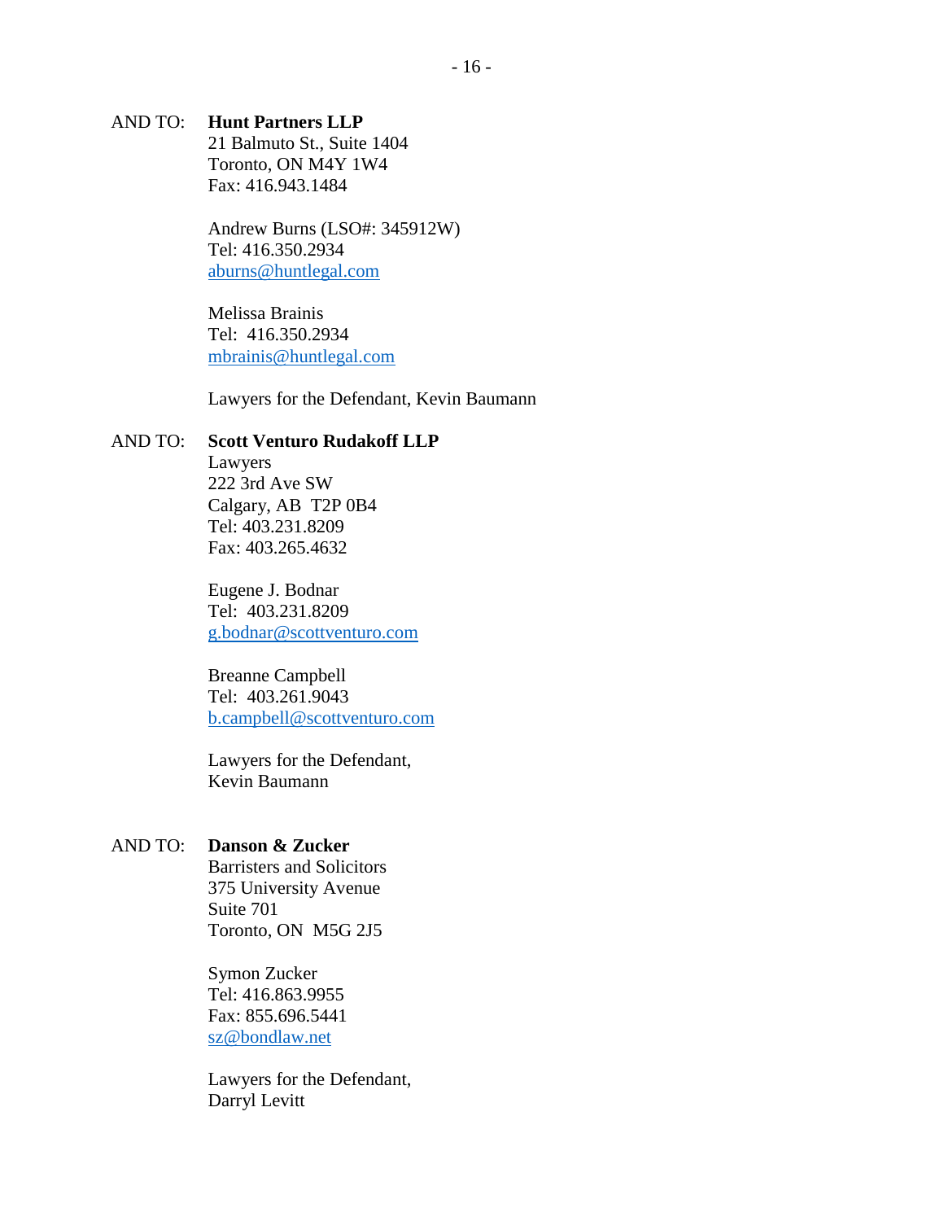AND TO: **Hunt Partners LLP**
21 Balmuto St., Suite 1404
Toronto, ON M4Y 1W4
Fax: 416.943.1484

Andrew Burns (LSO#: 345912W)
Tel: 416.350.2934
aburns@huntlegal.com

Melissa Brainis
Tel: 416.350.2934
mbrainis@huntlegal.com

Lawyers for the Defendant, Kevin Baumann

AND TO: **Scott Venturo Rudakoff LLP**
Lawyers
222 3rd Ave SW
Calgary, AB T2P 0B4
Tel: 403.231.8209
Fax: 403.265.4632

Eugene J. Bodnar
Tel: 403.231.8209
g.bodnar@scottventuro.com

Breanne Campbell
Tel: 403.261.9043
b.campbell@scottventuro.com

Lawyers for the Defendant,
Kevin Baumann

AND TO: **Danson & Zucker**
Barristers and Solicitors
375 University Avenue
Suite 701
Toronto, ON M5G 2J5

Symon Zucker
Tel: 416.863.9955
Fax: 855.696.5441
sz@bondlaw.net

Lawyers for the Defendant,
Darryl Levitt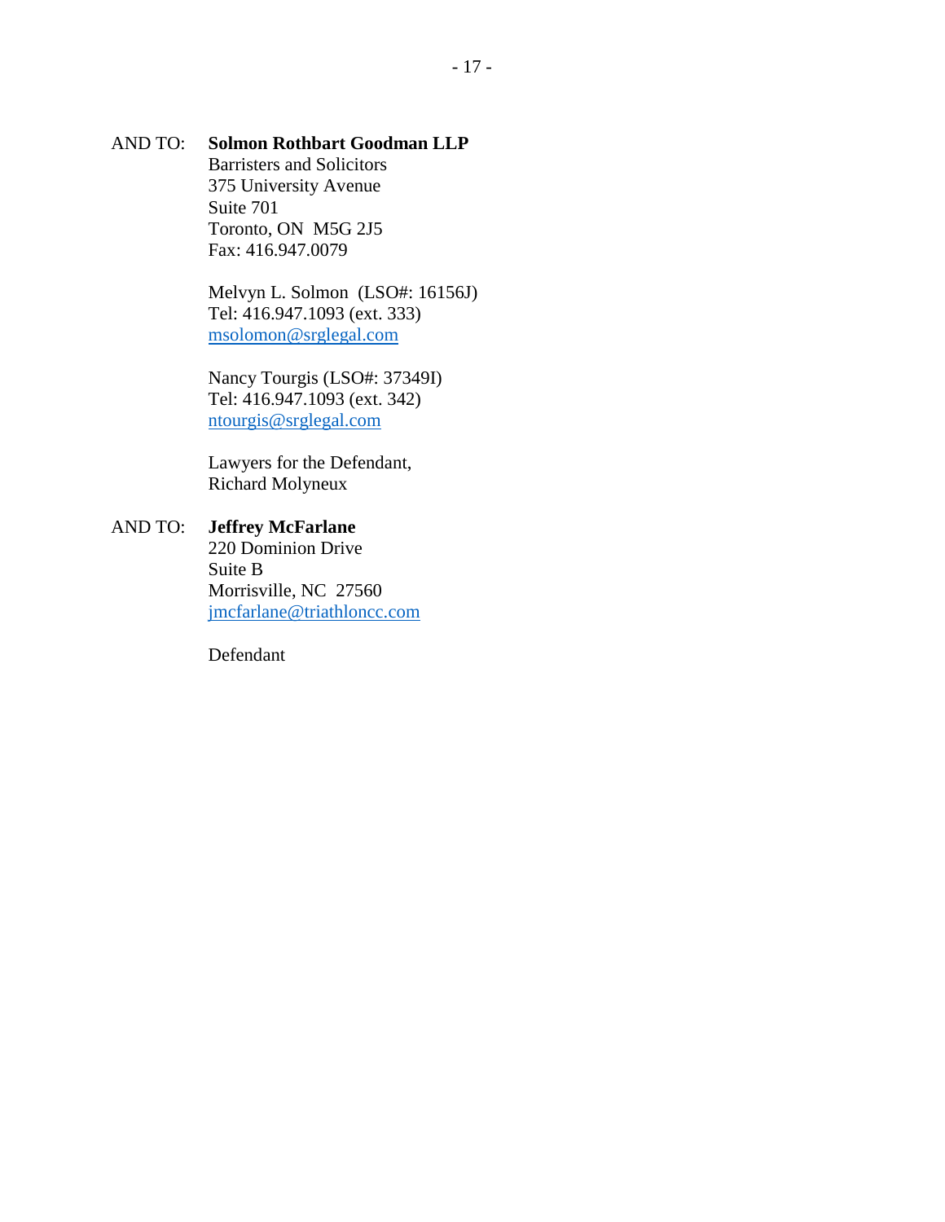AND TO: **Solmon Rothbart Goodman LLP**
Barristers and Solicitors
375 University Avenue
Suite 701
Toronto, ON M5G 2J5
Fax: 416.947.0079

Melvyn L. Solmon (LSO#: 16156J)
Tel: 416.947.1093 (ext. 333)
msolomon@srglegal.com

Nancy Tourgis (LSO#: 37349I)
Tel: 416.947.1093 (ext. 342)
ntourgis@srglegal.com

Lawyers for the Defendant,
Richard Molyneux

AND TO: **Jeffrey McFarlane**
220 Dominion Drive
Suite B
Morrisville, NC 27560
jmcfarlane@triathloncc.com

Defendant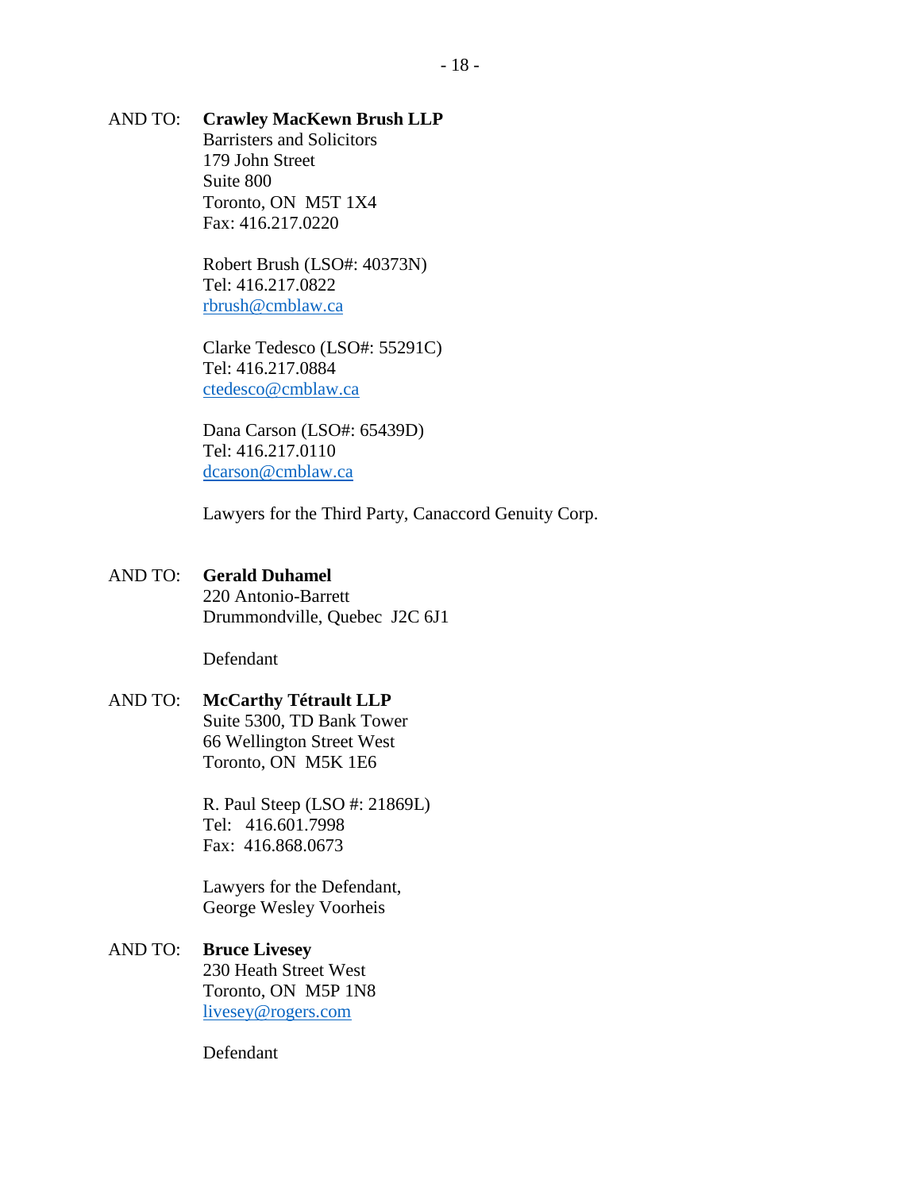AND TO: **Crawley MacKewn Brush LLP**
Barristers and Solicitors
179 John Street
Suite 800
Toronto, ON M5T 1X4
Fax: 416.217.0220

Robert Brush (LSO#: 40373N)
Tel: 416.217.0822
rbrush@cmblaw.ca

Clarke Tedesco (LSO#: 55291C)
Tel: 416.217.0884
ctedesco@cmblaw.ca

Dana Carson (LSO#: 65439D)
Tel: 416.217.0110
dcarson@cmblaw.ca

Lawyers for the Third Party, Canaccord Genuity Corp.

AND TO: **Gerald Duhamel**
220 Antonio-Barrett
Drummondville, Quebec J2C 6J1

Defendant

AND TO: **McCarthy Tétrault LLP**
Suite 5300, TD Bank Tower
66 Wellington Street West
Toronto, ON M5K 1E6

R. Paul Steep (LSO #: 21869L)
Tel: 416.601.7998
Fax: 416.868.0673

Lawyers for the Defendant,
George Wesley Voorheis

AND TO: **Bruce Livesey**
230 Heath Street West
Toronto, ON M5P 1N8
livesey@rogers.com

Defendant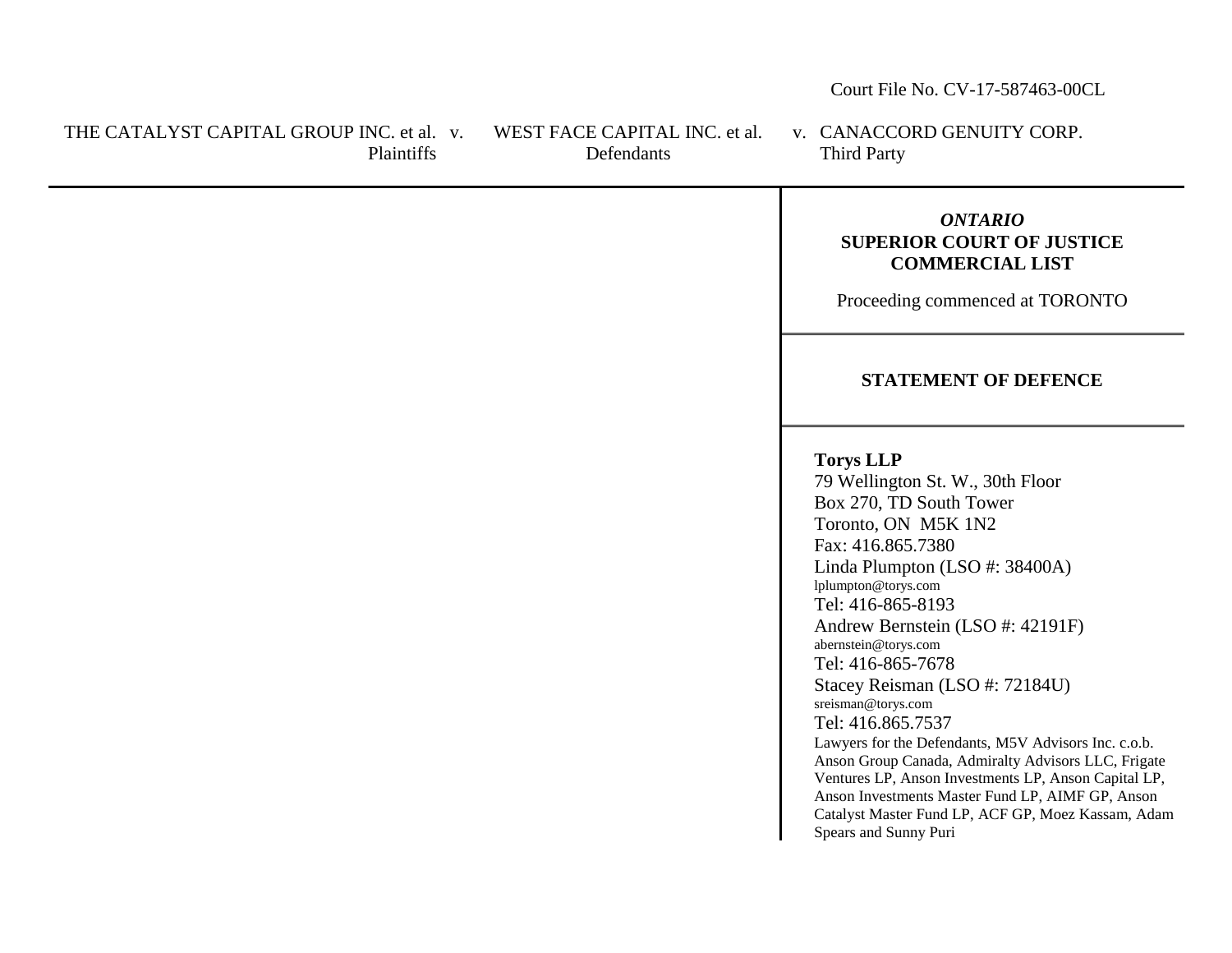Court File No. CV-17-587463-00CL

THE CATALYST CAPITAL GROUP INC. et al. v. WEST FACE CAPITAL INC. et al. v. CANACCORD GENUITY CORP.
Plaintiffs Defendants Third Party

***ONTARIO***
**SUPERIOR COURT OF JUSTICE**
**COMMERCIAL LIST**

Proceeding commenced at TORONTO

**STATEMENT OF DEFENCE**

**Torys LLP**
79 Wellington St. W., 30th Floor
Box 270, TD South Tower
Toronto, ON M5K 1N2
Fax: 416.865.7380
Linda Plumpton (LSO #: 38400A)
lplumpton@torys.com
Tel: 416-865-8193
Andrew Bernstein (LSO #: 42191F)
abernstein@torys.com
Tel: 416-865-7678
Stacey Reisman (LSO #: 72184U)
sreisman@torys.com
Tel: 416.865.7537
Lawyers for the Defendants, M5V Advisors Inc. c.o.b. Anson Group Canada, Admiralty Advisors LLC, Frigate Ventures LP, Anson Investments LP, Anson Capital LP, Anson Investments Master Fund LP, AIMF GP, Anson Catalyst Master Fund LP, ACF GP, Moez Kassam, Adam Spears and Sunny Puri